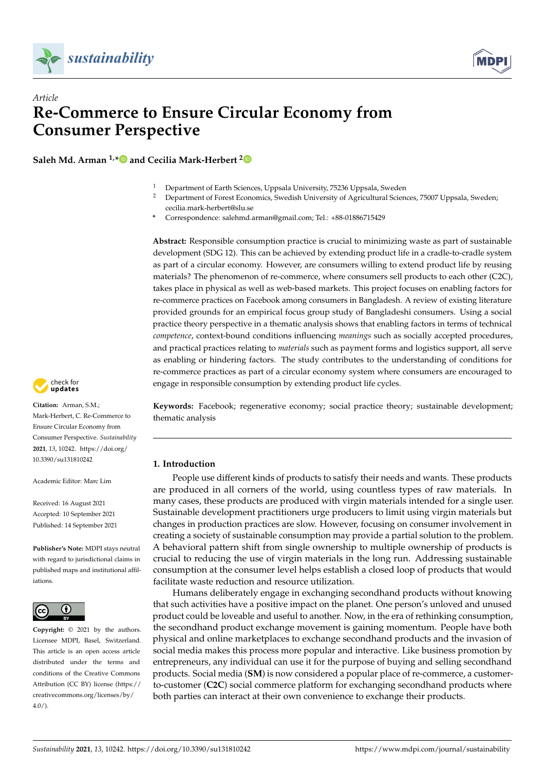*Article*

# Re-Commerce to Ensure Circular Economy from Consumer Perspective

**Saleh Md. Arman [1,*] and Cecilia Mark-Herbert [2]**

[1] Department of Earth Sciences, Uppsala University, 75236 Uppsala, Sweden
[2] Department of Forest Economics, Swedish University of Agricultural Sciences, 75007 Uppsala, Sweden; cecilia.mark-herbert@slu.se
\* Correspondence: salehmd.arman@gmail.com; Tel.: +88-01886715429

**Abstract:** Responsible consumption practice is crucial to minimizing waste as part of sustainable development (SDG 12). This can be achieved by extending product life in a cradle-to-cradle system as part of a circular economy. However, are consumers willing to extend product life by reusing materials? The phenomenon of re-commerce, where consumers sell products to each other (C2C), takes place in physical as well as web-based markets. This project focuses on enabling factors for re-commerce practices on Facebook among consumers in Bangladesh. A review of existing literature provided grounds for an empirical focus group study of Bangladeshi consumers. Using a social practice theory perspective in a thematic analysis shows that enabling factors in terms of technical *competence*, context-bound conditions influencing *meanings* such as socially accepted procedures, and practical practices relating to *materials* such as payment forms and logistics support, all serve as enabling or hindering factors. The study contributes to the understanding of conditions for re-commerce practices as part of a circular economy system where consumers are encouraged to engage in responsible consumption by extending product life cycles.

**Keywords:** Facebook; regenerative economy; social practice theory; sustainable development; thematic analysis

**Citation:** Arman, S.M.; Mark-Herbert, C. Re-Commerce to Ensure Circular Economy from Consumer Perspective. *Sustainability* **2021**, *13*, 10242. https://doi.org/10.3390/su131810242

Academic Editor: Marc Lim

Received: 16 August 2021
Accepted: 10 September 2021
Published: 14 September 2021

**Publisher's Note:** MDPI stays neutral with regard to jurisdictional claims in published maps and institutional affiliations.

**Copyright:** © 2021 by the authors. Licensee MDPI, Basel, Switzerland. This article is an open access article distributed under the terms and conditions of the Creative Commons Attribution (CC BY) license (https://creativecommons.org/licenses/by/4.0/).

## 1. Introduction

People use different kinds of products to satisfy their needs and wants. These products are produced in all corners of the world, using countless types of raw materials. In many cases, these products are produced with virgin materials intended for a single user. Sustainable development practitioners urge producers to limit using virgin materials but changes in production practices are slow. However, focusing on consumer involvement in creating a society of sustainable consumption may provide a partial solution to the problem. A behavioral pattern shift from single ownership to multiple ownership of products is crucial to reducing the use of virgin materials in the long run. Addressing sustainable consumption at the consumer level helps establish a closed loop of products that would facilitate waste reduction and resource utilization.

Humans deliberately engage in exchanging secondhand products without knowing that such activities have a positive impact on the planet. One person's unloved and unused product could be loveable and useful to another. Now, in the era of rethinking consumption, the secondhand product exchange movement is gaining momentum. People have both physical and online marketplaces to exchange secondhand products and the invasion of social media makes this process more popular and interactive. Like business promotion by entrepreneurs, any individual can use it for the purpose of buying and selling secondhand products. Social media (**SM**) is now considered a popular place of re-commerce, a customer-to-customer (**C2C**) social commerce platform for exchanging secondhand products where both parties can interact at their own convenience to exchange their products.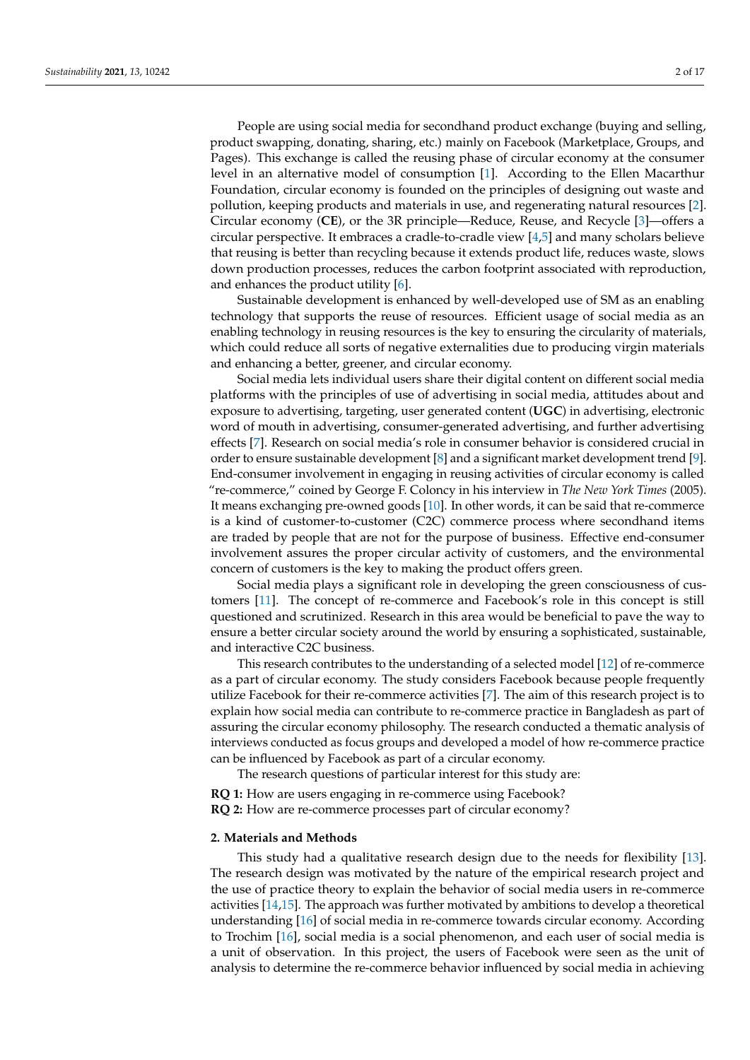People are using social media for secondhand product exchange (buying and selling, product swapping, donating, sharing, etc.) mainly on Facebook (Marketplace, Groups, and Pages). This exchange is called the reusing phase of circular economy at the consumer level in an alternative model of consumption [1]. According to the Ellen Macarthur Foundation, circular economy is founded on the principles of designing out waste and pollution, keeping products and materials in use, and regenerating natural resources [2]. Circular economy (**CE**), or the 3R principle—Reduce, Reuse, and Recycle [3]—offers a circular perspective. It embraces a cradle-to-cradle view [4,5] and many scholars believe that reusing is better than recycling because it extends product life, reduces waste, slows down production processes, reduces the carbon footprint associated with reproduction, and enhances the product utility [6].

Sustainable development is enhanced by well-developed use of SM as an enabling technology that supports the reuse of resources. Efficient usage of social media as an enabling technology in reusing resources is the key to ensuring the circularity of materials, which could reduce all sorts of negative externalities due to producing virgin materials and enhancing a better, greener, and circular economy.

Social media lets individual users share their digital content on different social media platforms with the principles of use of advertising in social media, attitudes about and exposure to advertising, targeting, user generated content (**UGC**) in advertising, electronic word of mouth in advertising, consumer-generated advertising, and further advertising effects [7]. Research on social media's role in consumer behavior is considered crucial in order to ensure sustainable development [8] and a significant market development trend [9]. End-consumer involvement in engaging in reusing activities of circular economy is called "re-commerce," coined by George F. Colony in his interview in *The New York Times* (2005). It means exchanging pre-owned goods [10]. In other words, it can be said that re-commerce is a kind of customer-to-customer (C2C) commerce process where secondhand items are traded by people that are not for the purpose of business. Effective end-consumer involvement assures the proper circular activity of customers, and the environmental concern of customers is the key to making the product offers green.

Social media plays a significant role in developing the green consciousness of customers [11]. The concept of re-commerce and Facebook's role in this concept is still questioned and scrutinized. Research in this area would be beneficial to pave the way to ensure a better circular society around the world by ensuring a sophisticated, sustainable, and interactive C2C business.

This research contributes to the understanding of a selected model [12] of re-commerce as a part of circular economy. The study considers Facebook because people frequently utilize Facebook for their re-commerce activities [7]. The aim of this research project is to explain how social media can contribute to re-commerce practice in Bangladesh as part of assuring the circular economy philosophy. The research conducted a thematic analysis of interviews conducted as focus groups and developed a model of how re-commerce practice can be influenced by Facebook as part of a circular economy.

The research questions of particular interest for this study are:

**RQ 1:** How are users engaging in re-commerce using Facebook?
**RQ 2:** How are re-commerce processes part of circular economy?

## 2. Materials and Methods

This study had a qualitative research design due to the needs for flexibility [13]. The research design was motivated by the nature of the empirical research project and the use of practice theory to explain the behavior of social media users in re-commerce activities [14,15]. The approach was further motivated by ambitions to develop a theoretical understanding [16] of social media in re-commerce towards circular economy. According to Trochim [16], social media is a social phenomenon, and each user of social media is a unit of observation. In this project, the users of Facebook were seen as the unit of analysis to determine the re-commerce behavior influenced by social media in achieving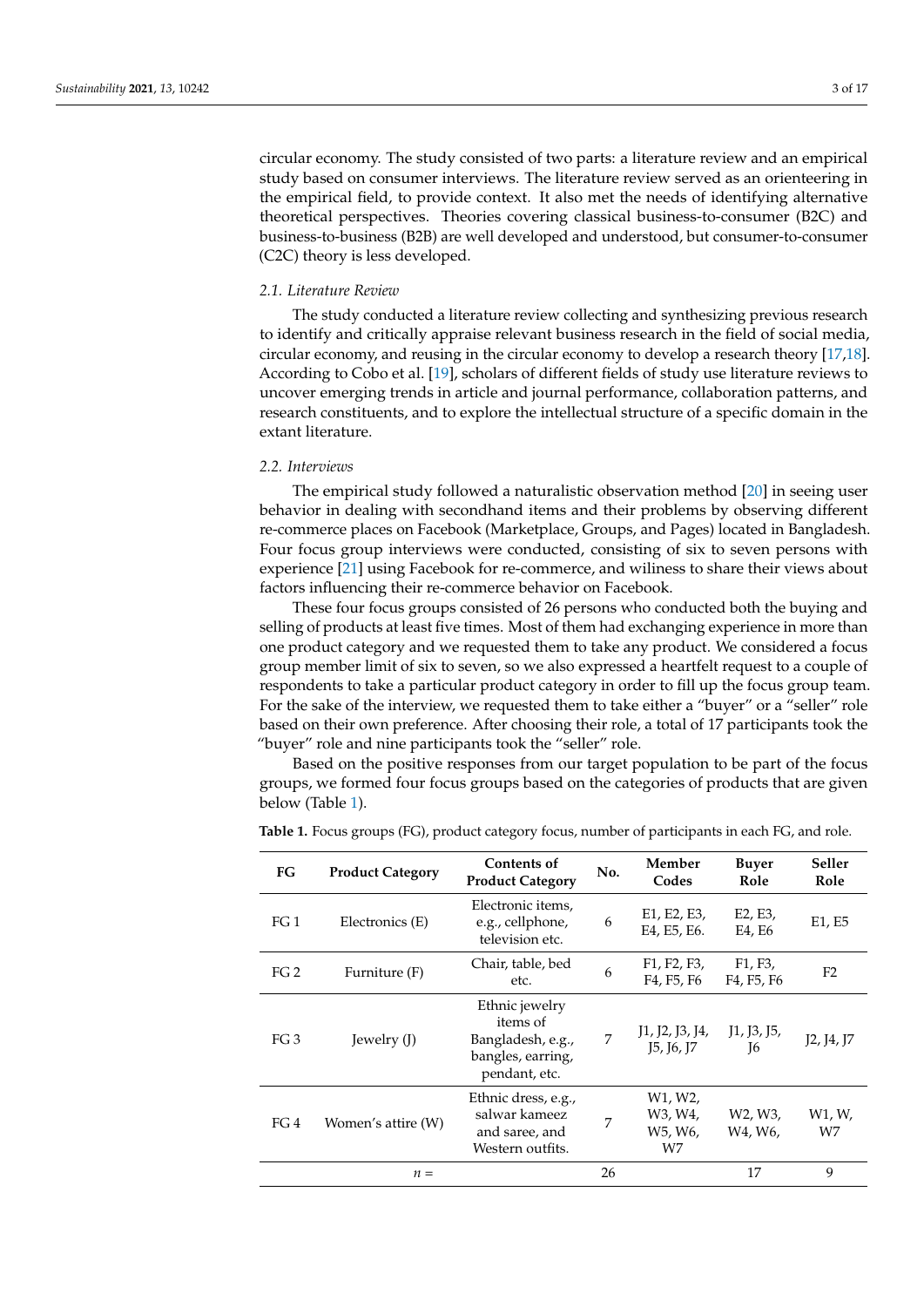circular economy. The study consisted of two parts: a literature review and an empirical study based on consumer interviews. The literature review served as an orienteering in the empirical field, to provide context. It also met the needs of identifying alternative theoretical perspectives. Theories covering classical business-to-consumer (B2C) and business-to-business (B2B) are well developed and understood, but consumer-to-consumer (C2C) theory is less developed.

### 2.1. Literature Review

The study conducted a literature review collecting and synthesizing previous research to identify and critically appraise relevant business research in the field of social media, circular economy, and reusing in the circular economy to develop a research theory [17,18]. According to Cobo et al. [19], scholars of different fields of study use literature reviews to uncover emerging trends in article and journal performance, collaboration patterns, and research constituents, and to explore the intellectual structure of a specific domain in the extant literature.

### 2.2. Interviews

The empirical study followed a naturalistic observation method [20] in seeing user behavior in dealing with secondhand items and their problems by observing different re-commerce places on Facebook (Marketplace, Groups, and Pages) located in Bangladesh. Four focus group interviews were conducted, consisting of six to seven persons with experience [21] using Facebook for re-commerce, and wiliness to share their views about factors influencing their re-commerce behavior on Facebook.

These four focus groups consisted of 26 persons who conducted both the buying and selling of products at least five times. Most of them had exchanging experience in more than one product category and we requested them to take any product. We considered a focus group member limit of six to seven, so we also expressed a heartfelt request to a couple of respondents to take a particular product category in order to fill up the focus group team. For the sake of the interview, we requested them to take either a "buyer" or a "seller" role based on their own preference. After choosing their role, a total of 17 participants took the "buyer" role and nine participants took the "seller" role.

Based on the positive responses from our target population to be part of the focus groups, we formed four focus groups based on the categories of products that are given below (Table 1).

**Table 1.** Focus groups (FG), product category focus, number of participants in each FG, and role.

| FG | Product Category | Contents of Product Category | No. | Member Codes | Buyer Role | Seller Role |
|---|---|---|---|---|---|---|
| FG 1 | Electronics (E) | Electronic items, e.g., cellphone, television etc. | 6 | E1, E2, E3, E4, E5, E6. | E2, E3, E4, E6 | E1, E5 |
| FG 2 | Furniture (F) | Chair, table, bed etc. | 6 | F1, F2, F3, F4, F5, F6 | F1, F3, F4, F5, F6 | F2 |
| FG 3 | Jewelry (J) | Ethnic jewelry items of Bangladesh, e.g., bangles, earring, pendant, etc. | 7 | J1, J2, J3, J4, J5, J6, J7 | J1, J3, J5, J6 | J2, J4, J7 |
| FG 4 | Women's attire (W) | Ethnic dress, e.g., salwar kameez and saree, and Western outfits. | 7 | W1, W2, W3, W4, W5, W6, W7 | W2, W3, W4, W6, | W1, W, W7 |
| | $n$ = | | 26 | | 17 | 9 |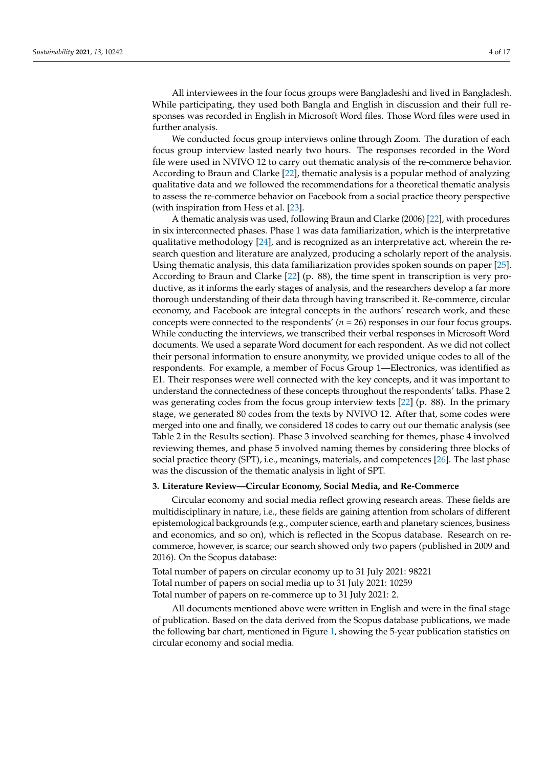All interviewees in the four focus groups were Bangladeshi and lived in Bangladesh. While participating, they used both Bangla and English in discussion and their full responses was recorded in English in Microsoft Word files. Those Word files were used in further analysis.

We conducted focus group interviews online through Zoom. The duration of each focus group interview lasted nearly two hours. The responses recorded in the Word file were used in NVIVO 12 to carry out thematic analysis of the re-commerce behavior. According to Braun and Clarke [22], thematic analysis is a popular method of analyzing qualitative data and we followed the recommendations for a theoretical thematic analysis to assess the re-commerce behavior on Facebook from a social practice theory perspective (with inspiration from Hess et al. [23].

A thematic analysis was used, following Braun and Clarke (2006) [22], with procedures in six interconnected phases. Phase 1 was data familiarization, which is the interpretative qualitative methodology [24], and is recognized as an interpretative act, wherein the research question and literature are analyzed, producing a scholarly report of the analysis. Using thematic analysis, this data familiarization provides spoken sounds on paper [25]. According to Braun and Clarke [22] (p. 88), the time spent in transcription is very productive, as it informs the early stages of analysis, and the researchers develop a far more thorough understanding of their data through having transcribed it. Re-commerce, circular economy, and Facebook are integral concepts in the authors' research work, and these concepts were connected to the respondents' ($n$ = 26) responses in our four focus groups. While conducting the interviews, we transcribed their verbal responses in Microsoft Word documents. We used a separate Word document for each respondent. As we did not collect their personal information to ensure anonymity, we provided unique codes to all of the respondents. For example, a member of Focus Group 1—Electronics, was identified as E1. Their responses were well connected with the key concepts, and it was important to understand the connectedness of these concepts throughout the respondents' talks. Phase 2 was generating codes from the focus group interview texts [22] (p. 88). In the primary stage, we generated 80 codes from the texts by NVIVO 12. After that, some codes were merged into one and finally, we considered 18 codes to carry out our thematic analysis (see Table 2 in the Results section). Phase 3 involved searching for themes, phase 4 involved reviewing themes, and phase 5 involved naming themes by considering three blocks of social practice theory (SPT), i.e., meanings, materials, and competences [26]. The last phase was the discussion of the thematic analysis in light of SPT.

## 3. Literature Review—Circular Economy, Social Media, and Re-Commerce

Circular economy and social media reflect growing research areas. These fields are multidisciplinary in nature, i.e., these fields are gaining attention from scholars of different epistemological backgrounds (e.g., computer science, earth and planetary sciences, business and economics, and so on), which is reflected in the Scopus database. Research on re-commerce, however, is scarce; our search showed only two papers (published in 2009 and 2016). On the Scopus database:

Total number of papers on circular economy up to 31 July 2021: 98221
Total number of papers on social media up to 31 July 2021: 10259
Total number of papers on re-commerce up to 31 July 2021: 2.

All documents mentioned above were written in English and were in the final stage of publication. Based on the data derived from the Scopus database publications, we made the following bar chart, mentioned in Figure 1, showing the 5-year publication statistics on circular economy and social media.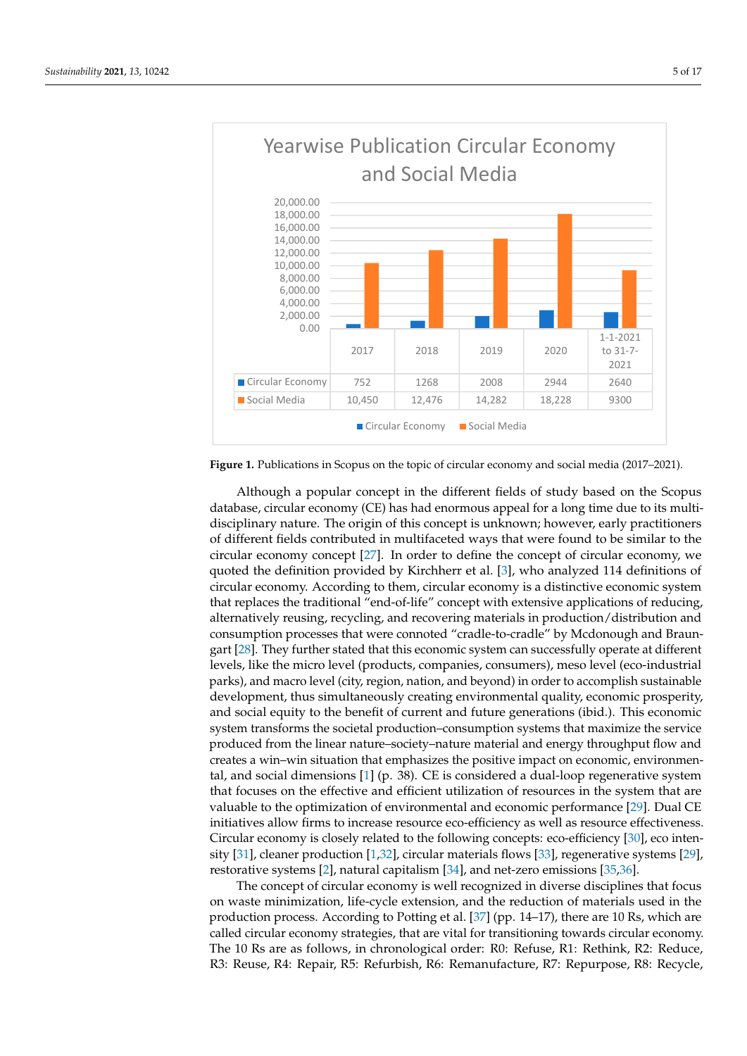**Yearwise Publication Circular Economy and Social Media**

| | 2017 | 2018 | 2019 | 2020 | 1-1-2021 to 31-7-2021 |
|---|---|---|---|---|---|
| Circular Economy | 752 | 1268 | 2008 | 2944 | 2640 |
| Social Media | 10,450 | 12,476 | 14,282 | 18,228 | 9300 |

**Figure 1.** Publications in Scopus on the topic of circular economy and social media (2017–2021).

Although a popular concept in the different fields of study based on the Scopus database, circular economy (CE) has had enormous appeal for a long time due to its multi-disciplinary nature. The origin of this concept is unknown; however, early practitioners of different fields contributed in multifaceted ways that were found to be similar to the circular economy concept [27]. In order to define the concept of circular economy, we quoted the definition provided by Kirchherr et al. [3], who analyzed 114 definitions of circular economy. According to them, circular economy is a distinctive economic system that replaces the traditional "end-of-life" concept with extensive applications of reducing, alternatively reusing, recycling, and recovering materials in production/distribution and consumption processes that were connoted "cradle-to-cradle" by Mcdonough and Braungart [28]. They further stated that this economic system can successfully operate at different levels, like the micro level (products, companies, consumers), meso level (eco-industrial parks), and macro level (city, region, nation, and beyond) in order to accomplish sustainable development, thus simultaneously creating environmental quality, economic prosperity, and social equity to the benefit of current and future generations (ibid.). This economic system transforms the societal production–consumption systems that maximize the service produced from the linear nature–society–nature material and energy throughput flow and creates a win–win situation that emphasizes the positive impact on economic, environmental, and social dimensions [1] (p. 38). CE is considered a dual-loop regenerative system that focuses on the effective and efficient utilization of resources in the system that are valuable to the optimization of environmental and economic performance [29]. Dual CE initiatives allow firms to increase resource eco-efficiency as well as resource effectiveness. Circular economy is closely related to the following concepts: eco-efficiency [30], eco intensity [31], cleaner production [1,32], circular materials flows [33], regenerative systems [29], restorative systems [2], natural capitalism [34], and net-zero emissions [35,36].

The concept of circular economy is well recognized in diverse disciplines that focus on waste minimization, life-cycle extension, and the reduction of materials used in the production process. According to Potting et al. [37] (pp. 14–17), there are 10 Rs, which are called circular economy strategies, that are vital for transitioning towards circular economy. The 10 Rs are as follows, in chronological order: R0: Refuse, R1: Rethink, R2: Reduce, R3: Reuse, R4: Repair, R5: Refurbish, R6: Remanufacture, R7: Repurpose, R8: Recycle,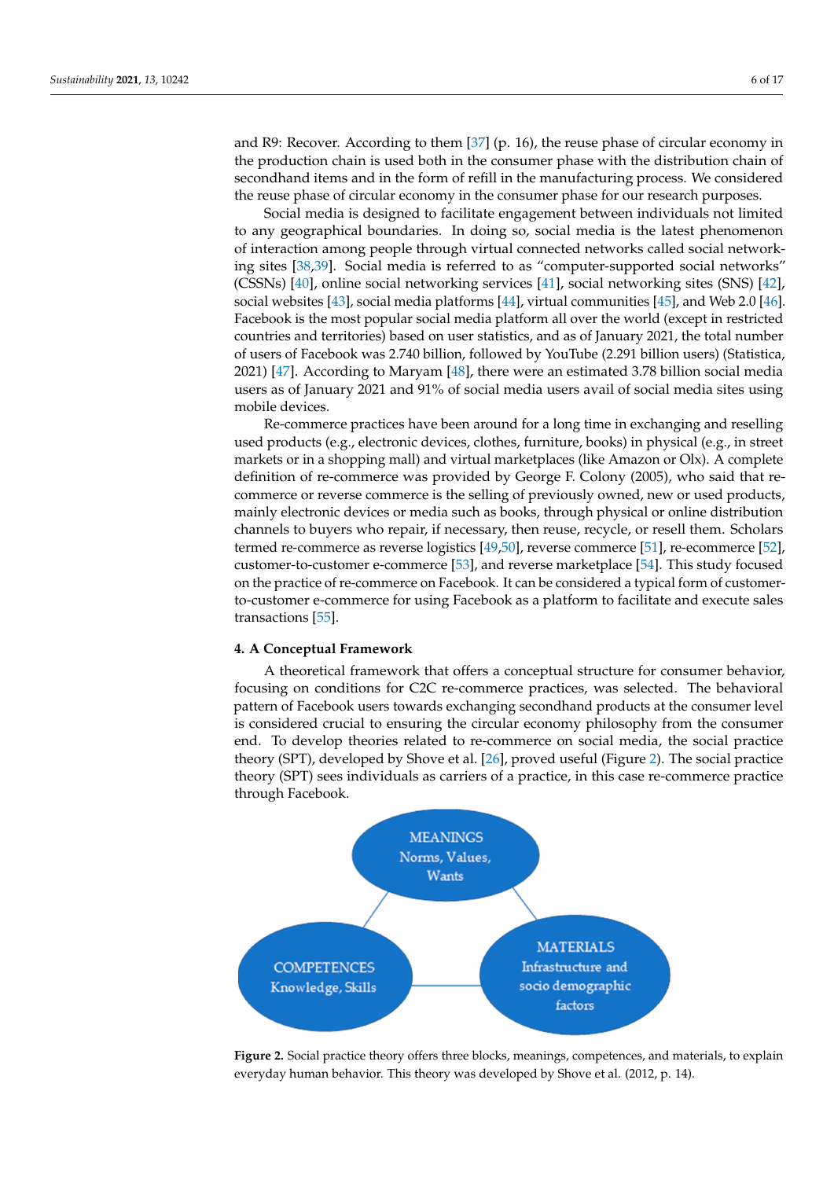and R9: Recover. According to them [37] (p. 16), the reuse phase of circular economy in the production chain is used both in the consumer phase with the distribution chain of secondhand items and in the form of refill in the manufacturing process. We considered the reuse phase of circular economy in the consumer phase for our research purposes.

Social media is designed to facilitate engagement between individuals not limited to any geographical boundaries. In doing so, social media is the latest phenomenon of interaction among people through virtual connected networks called social networking sites [38,39]. Social media is referred to as "computer-supported social networks" (CSSNs) [40], online social networking services [41], social networking sites (SNS) [42], social websites [43], social media platforms [44], virtual communities [45], and Web 2.0 [46]. Facebook is the most popular social media platform all over the world (except in restricted countries and territories) based on user statistics, and as of January 2021, the total number of users of Facebook was 2.740 billion, followed by YouTube (2.291 billion users) (Statistica, 2021) [47]. According to Maryam [48], there were an estimated 3.78 billion social media users as of January 2021 and 91% of social media users avail of social media sites using mobile devices.

Re-commerce practices have been around for a long time in exchanging and reselling used products (e.g., electronic devices, clothes, furniture, books) in physical (e.g., in street markets or in a shopping mall) and virtual marketplaces (like Amazon or Olx). A complete definition of re-commerce was provided by George F. Colony (2005), who said that re-commerce or reverse commerce is the selling of previously owned, new or used products, mainly electronic devices or media such as books, through physical or online distribution channels to buyers who repair, if necessary, then reuse, recycle, or resell them. Scholars termed re-commerce as reverse logistics [49,50], reverse commerce [51], re-ecommerce [52], customer-to-customer e-commerce [53], and reverse marketplace [54]. This study focused on the practice of re-commerce on Facebook. It can be considered a typical form of customer-to-customer e-commerce for using Facebook as a platform to facilitate and execute sales transactions [55].

## 4. A Conceptual Framework

A theoretical framework that offers a conceptual structure for consumer behavior, focusing on conditions for C2C re-commerce practices, was selected. The behavioral pattern of Facebook users towards exchanging secondhand products at the consumer level is considered crucial to ensuring the circular economy philosophy from the consumer end. To develop theories related to re-commerce on social media, the social practice theory (SPT), developed by Shove et al. [26], proved useful (Figure 2). The social practice theory (SPT) sees individuals as carriers of a practice, in this case re-commerce practice through Facebook.

MEANINGS
Norms, Values, Wants

COMPETENCES
Knowledge, Skills

MATERIALS
Infrastructure and socio demographic factors

**Figure 2.** Social practice theory offers three blocks, meanings, competences, and materials, to explain everyday human behavior. This theory was developed by Shove et al. (2012, p. 14).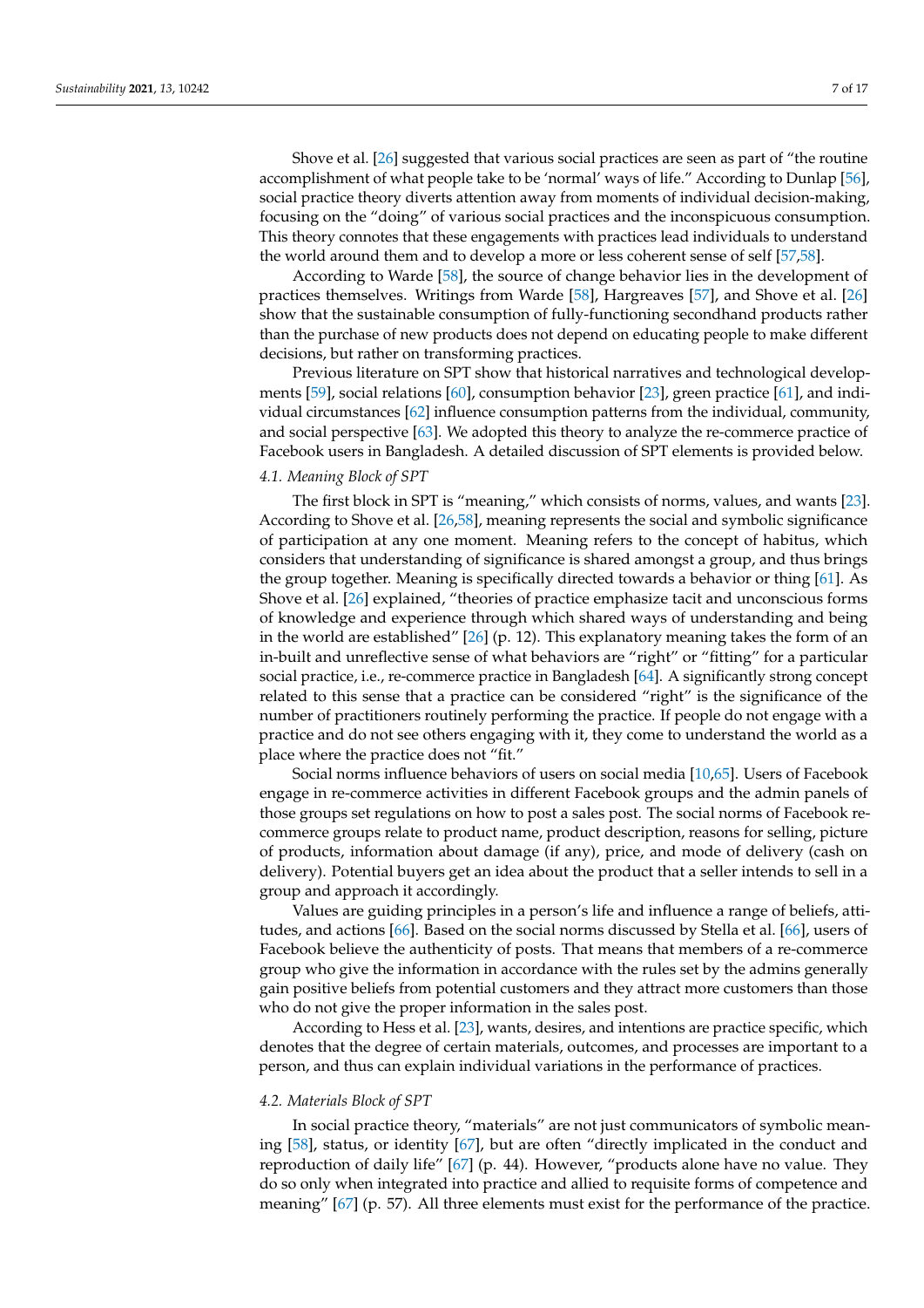Shove et al. [26] suggested that various social practices are seen as part of "the routine accomplishment of what people take to be 'normal' ways of life." According to Dunlap [56], social practice theory diverts attention away from moments of individual decision-making, focusing on the "doing" of various social practices and the inconspicuous consumption. This theory connotes that these engagements with practices lead individuals to understand the world around them and to develop a more or less coherent sense of self [57,58].

According to Warde [58], the source of change behavior lies in the development of practices themselves. Writings from Warde [58], Hargreaves [57], and Shove et al. [26] show that the sustainable consumption of fully-functioning secondhand products rather than the purchase of new products does not depend on educating people to make different decisions, but rather on transforming practices.

Previous literature on SPT show that historical narratives and technological developments [59], social relations [60], consumption behavior [23], green practice [61], and individual circumstances [62] influence consumption patterns from the individual, community, and social perspective [63]. We adopted this theory to analyze the re-commerce practice of Facebook users in Bangladesh. A detailed discussion of SPT elements is provided below.

### 4.1. Meaning Block of SPT

The first block in SPT is "meaning," which consists of norms, values, and wants [23]. According to Shove et al. [26,58], meaning represents the social and symbolic significance of participation at any one moment. Meaning refers to the concept of habitus, which considers that understanding of significance is shared amongst a group, and thus brings the group together. Meaning is specifically directed towards a behavior or thing [61]. As Shove et al. [26] explained, "theories of practice emphasize tacit and unconscious forms of knowledge and experience through which shared ways of understanding and being in the world are established" [26] (p. 12). This explanatory meaning takes the form of an in-built and unreflective sense of what behaviors are "right" or "fitting" for a particular social practice, i.e., re-commerce practice in Bangladesh [64]. A significantly strong concept related to this sense that a practice can be considered "right" is the significance of the number of practitioners routinely performing the practice. If people do not engage with a practice and do not see others engaging with it, they come to understand the world as a place where the practice does not "fit."

Social norms influence behaviors of users on social media [10,65]. Users of Facebook engage in re-commerce activities in different Facebook groups and the admin panels of those groups set regulations on how to post a sales post. The social norms of Facebook re-commerce groups relate to product name, product description, reasons for selling, picture of products, information about damage (if any), price, and mode of delivery (cash on delivery). Potential buyers get an idea about the product that a seller intends to sell in a group and approach it accordingly.

Values are guiding principles in a person's life and influence a range of beliefs, attitudes, and actions [66]. Based on the social norms discussed by Stella et al. [66], users of Facebook believe the authenticity of posts. That means that members of a re-commerce group who give the information in accordance with the rules set by the admins generally gain positive beliefs from potential customers and they attract more customers than those who do not give the proper information in the sales post.

According to Hess et al. [23], wants, desires, and intentions are practice specific, which denotes that the degree of certain materials, outcomes, and processes are important to a person, and thus can explain individual variations in the performance of practices.

### 4.2. Materials Block of SPT

In social practice theory, "materials" are not just communicators of symbolic meaning [58], status, or identity [67], but are often "directly implicated in the conduct and reproduction of daily life" [67] (p. 44). However, "products alone have no value. They do so only when integrated into practice and allied to requisite forms of competence and meaning" [67] (p. 57). All three elements must exist for the performance of the practice.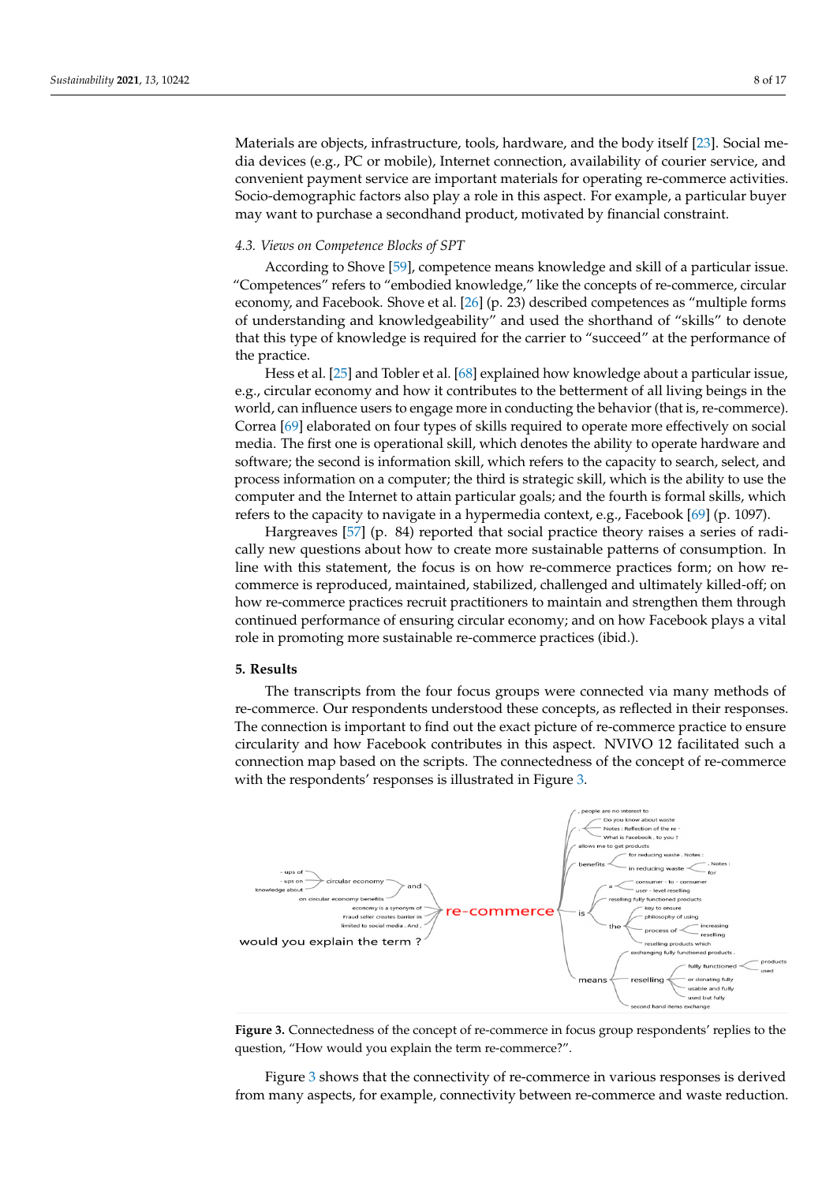Materials are objects, infrastructure, tools, hardware, and the body itself [23]. Social media devices (e.g., PC or mobile), Internet connection, availability of courier service, and convenient payment service are important materials for operating re-commerce activities. Socio-demographic factors also play a role in this aspect. For example, a particular buyer may want to purchase a secondhand product, motivated by financial constraint.

### 4.3. Views on Competence Blocks of SPT

According to Shove [59], competence means knowledge and skill of a particular issue. "Competences" refers to "embodied knowledge," like the concepts of re-commerce, circular economy, and Facebook. Shove et al. [26] (p. 23) described competences as "multiple forms of understanding and knowledgeability" and used the shorthand of "skills" to denote that this type of knowledge is required for the carrier to "succeed" at the performance of the practice.

Hess et al. [25] and Tobler et al. [68] explained how knowledge about a particular issue, e.g., circular economy and how it contributes to the betterment of all living beings in the world, can influence users to engage more in conducting the behavior (that is, re-commerce). Correa [69] elaborated on four types of skills required to operate more effectively on social media. The first one is operational skill, which denotes the ability to operate hardware and software; the second is information skill, which refers to the capacity to search, select, and process information on a computer; the third is strategic skill, which is the ability to use the computer and the Internet to attain particular goals; and the fourth is formal skills, which refers to the capacity to navigate in a hypermedia context, e.g., Facebook [69] (p. 1097).

Hargreaves [57] (p. 84) reported that social practice theory raises a series of radically new questions about how to create more sustainable patterns of consumption. In line with this statement, the focus is on how re-commerce practices form; on how re-commerce is reproduced, maintained, stabilized, challenged and ultimately killed-off; on how re-commerce practices recruit practitioners to maintain and strengthen them through continued performance of ensuring circular economy; and on how Facebook plays a vital role in promoting more sustainable re-commerce practices (ibid.).

## 5. Results

The transcripts from the four focus groups were connected via many methods of re-commerce. Our respondents understood these concepts, as reflected in their responses. The connection is important to find out the exact picture of re-commerce practice to ensure circularity and how Facebook contributes in this aspect. NVIVO 12 facilitated such a connection map based on the scripts. The connectedness of the concept of re-commerce with the respondents' responses is illustrated in Figure 3.

**Figure 3.** Connectedness of the concept of re-commerce in focus group respondents' replies to the question, "How would you explain the term re-commerce?".

Figure 3 shows that the connectivity of re-commerce in various responses is derived from many aspects, for example, connectivity between re-commerce and waste reduction.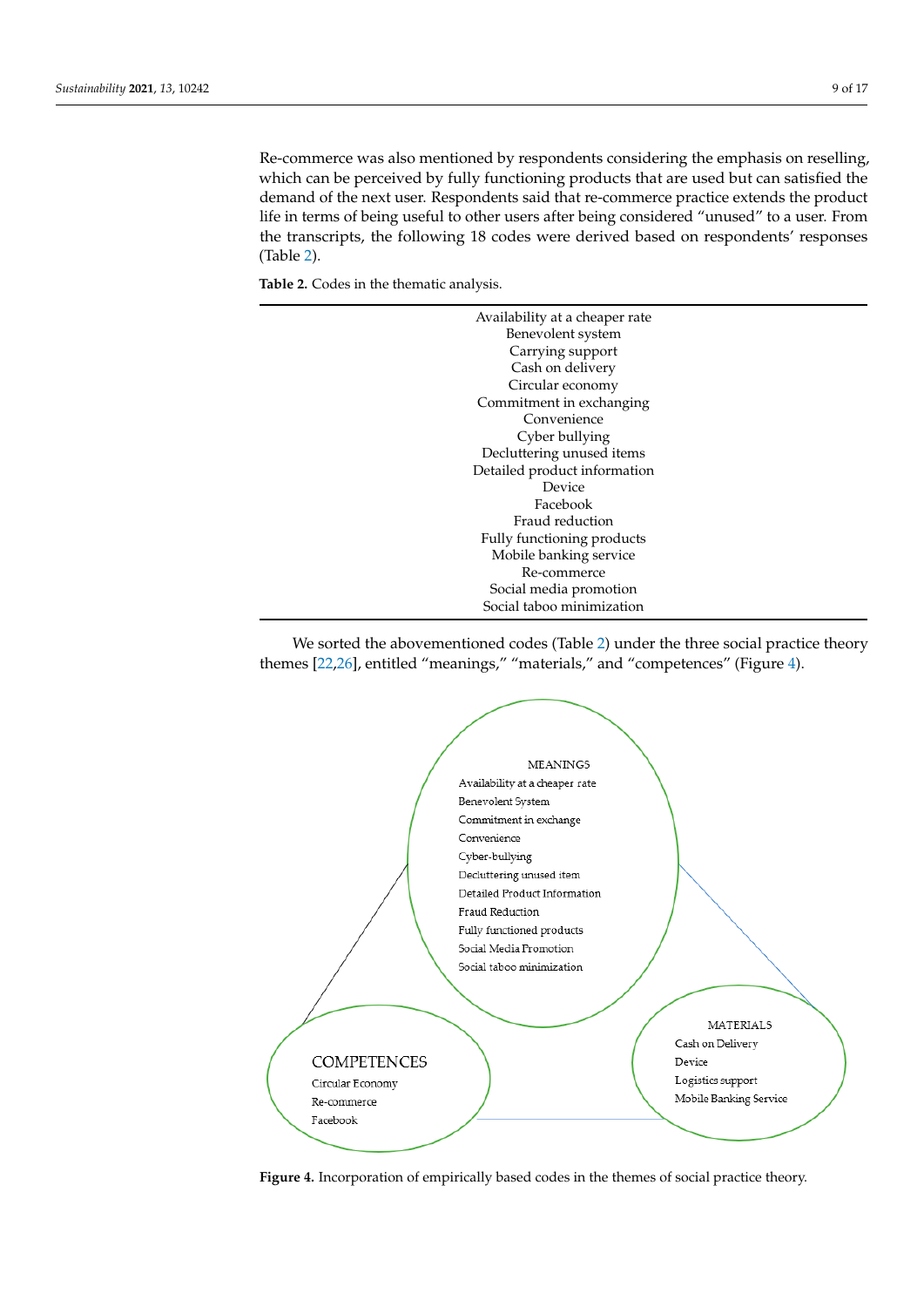Re-commerce was also mentioned by respondents considering the emphasis on reselling, which can be perceived by fully functioning products that are used but can satisfied the demand of the next user. Respondents said that re-commerce practice extends the product life in terms of being useful to other users after being considered "unused" to a user. From the transcripts, the following 18 codes were derived based on respondents' responses (Table 2).

**Table 2.** Codes in the thematic analysis.

| |
|---|
| Availability at a cheaper rate |
| Benevolent system |
| Carrying support |
| Cash on delivery |
| Circular economy |
| Commitment in exchanging |
| Convenience |
| Cyber bullying |
| Decluttering unused items |
| Detailed product information |
| Device |
| Facebook |
| Fraud reduction |
| Fully functioning products |
| Mobile banking service |
| Re-commerce |
| Social media promotion |
| Social taboo minimization |

We sorted the abovementioned codes (Table 2) under the three social practice theory themes [22,26], entitled "meanings," "materials," and "competences" (Figure 4).

MEANINGS
Availability at a cheaper rate
Benevolent System
Commitment in exchange
Convenience
Cyber-bullying
Decluttering unused item
Detailed Product Information
Fraud Reduction
Fully functioned products
Social Media Promotion
Social taboo minimization

COMPETENCES
Circular Economy
Re-commerce
Facebook

MATERIALS
Cash on Delivery
Device
Logistics support
Mobile Banking Service

**Figure 4.** Incorporation of empirically based codes in the themes of social practice theory.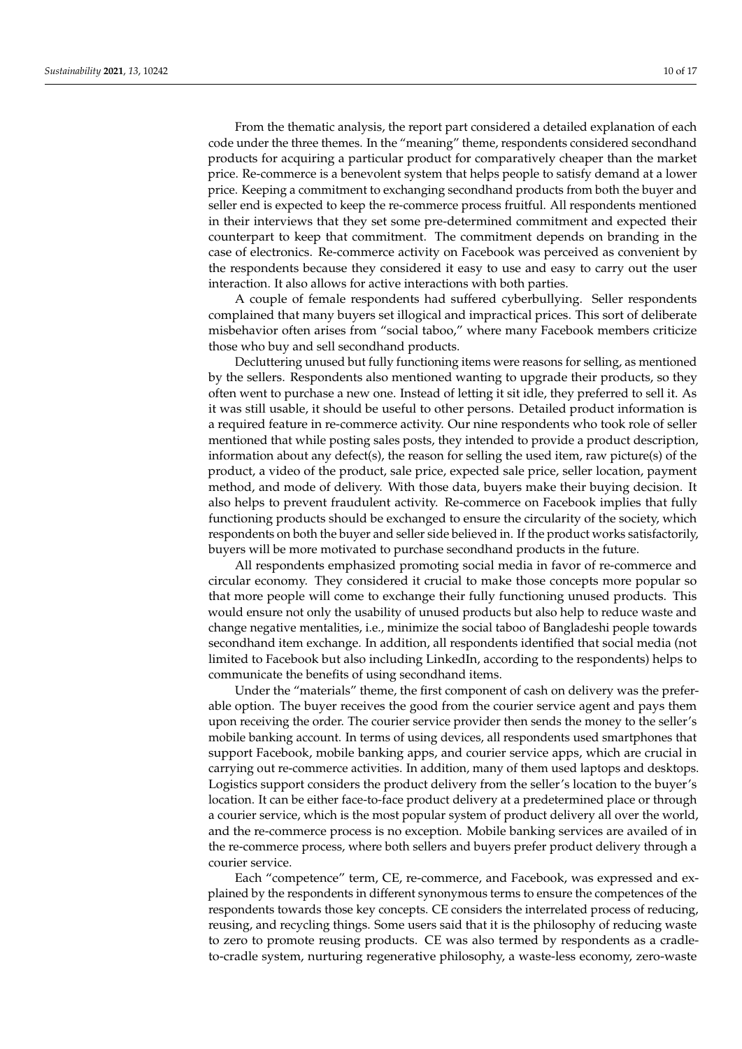From the thematic analysis, the report part considered a detailed explanation of each code under the three themes. In the "meaning" theme, respondents considered secondhand products for acquiring a particular product for comparatively cheaper than the market price. Re-commerce is a benevolent system that helps people to satisfy demand at a lower price. Keeping a commitment to exchanging secondhand products from both the buyer and seller end is expected to keep the re-commerce process fruitful. All respondents mentioned in their interviews that they set some pre-determined commitment and expected their counterpart to keep that commitment. The commitment depends on branding in the case of electronics. Re-commerce activity on Facebook was perceived as convenient by the respondents because they considered it easy to use and easy to carry out the user interaction. It also allows for active interactions with both parties.

A couple of female respondents had suffered cyberbullying. Seller respondents complained that many buyers set illogical and impractical prices. This sort of deliberate misbehavior often arises from "social taboo," where many Facebook members criticize those who buy and sell secondhand products.

Decluttering unused but fully functioning items were reasons for selling, as mentioned by the sellers. Respondents also mentioned wanting to upgrade their products, so they often went to purchase a new one. Instead of letting it sit idle, they preferred to sell it. As it was still usable, it should be useful to other persons. Detailed product information is a required feature in re-commerce activity. Our nine respondents who took role of seller mentioned that while posting sales posts, they intended to provide a product description, information about any defect(s), the reason for selling the used item, raw picture(s) of the product, a video of the product, sale price, expected sale price, seller location, payment method, and mode of delivery. With those data, buyers make their buying decision. It also helps to prevent fraudulent activity. Re-commerce on Facebook implies that fully functioning products should be exchanged to ensure the circularity of the society, which respondents on both the buyer and seller side believed in. If the product works satisfactorily, buyers will be more motivated to purchase secondhand products in the future.

All respondents emphasized promoting social media in favor of re-commerce and circular economy. They considered it crucial to make those concepts more popular so that more people will come to exchange their fully functioning unused products. This would ensure not only the usability of unused products but also help to reduce waste and change negative mentalities, i.e., minimize the social taboo of Bangladeshi people towards secondhand item exchange. In addition, all respondents identified that social media (not limited to Facebook but also including LinkedIn, according to the respondents) helps to communicate the benefits of using secondhand items.

Under the "materials" theme, the first component of cash on delivery was the preferable option. The buyer receives the good from the courier service agent and pays them upon receiving the order. The courier service provider then sends the money to the seller's mobile banking account. In terms of using devices, all respondents used smartphones that support Facebook, mobile banking apps, and courier service apps, which are crucial in carrying out re-commerce activities. In addition, many of them used laptops and desktops. Logistics support considers the product delivery from the seller's location to the buyer's location. It can be either face-to-face product delivery at a predetermined place or through a courier service, which is the most popular system of product delivery all over the world, and the re-commerce process is no exception. Mobile banking services are availed of in the re-commerce process, where both sellers and buyers prefer product delivery through a courier service.

Each "competence" term, CE, re-commerce, and Facebook, was expressed and explained by the respondents in different synonymous terms to ensure the competences of the respondents towards those key concepts. CE considers the interrelated process of reducing, reusing, and recycling things. Some users said that it is the philosophy of reducing waste to zero to promote reusing products. CE was also termed by respondents as a cradle-to-cradle system, nurturing regenerative philosophy, a waste-less economy, zero-waste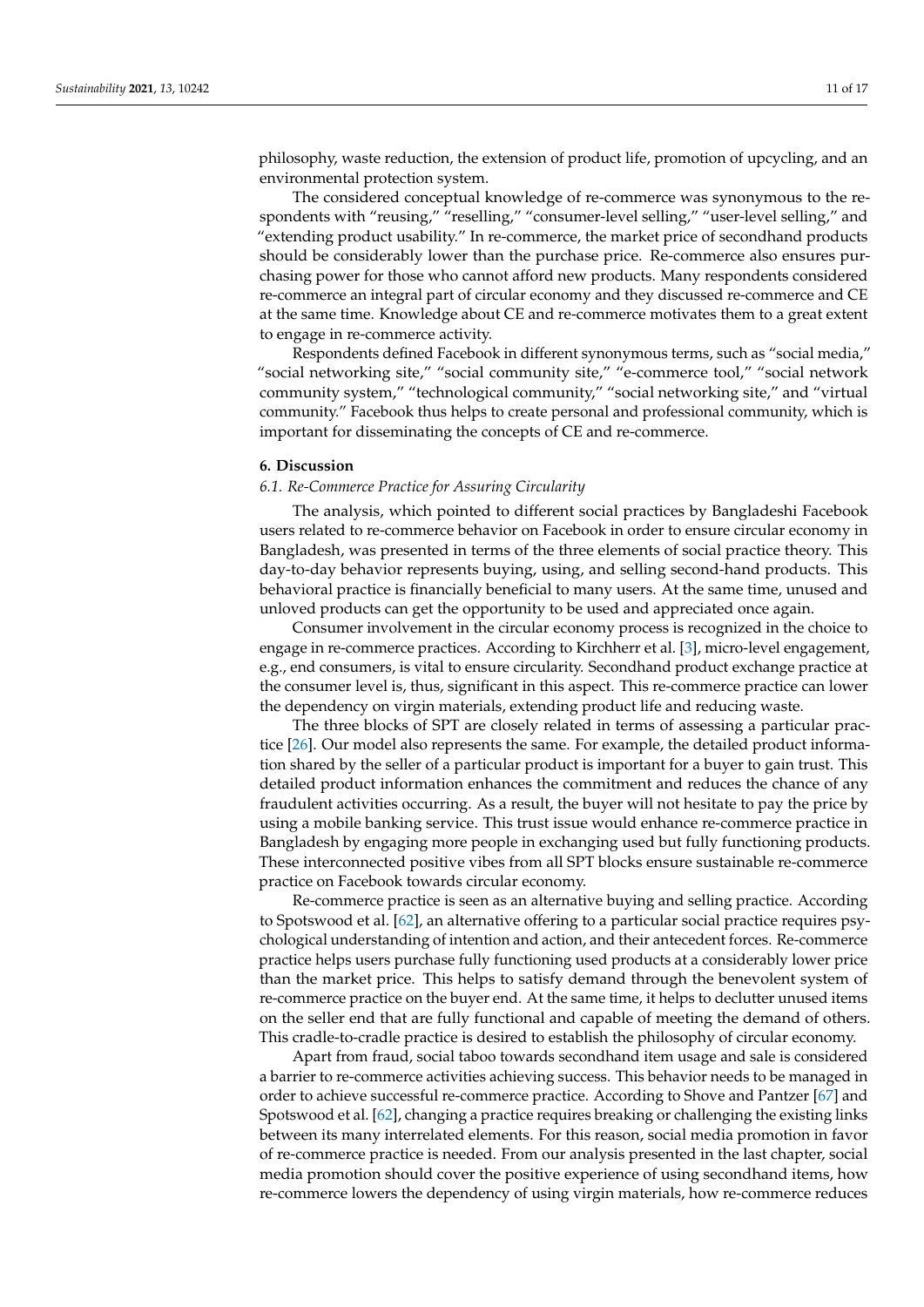philosophy, waste reduction, the extension of product life, promotion of upcycling, and an environmental protection system.

The considered conceptual knowledge of re-commerce was synonymous to the respondents with "reusing," "reselling," "consumer-level selling," "user-level selling," and "extending product usability." In re-commerce, the market price of secondhand products should be considerably lower than the purchase price. Re-commerce also ensures purchasing power for those who cannot afford new products. Many respondents considered re-commerce an integral part of circular economy and they discussed re-commerce and CE at the same time. Knowledge about CE and re-commerce motivates them to a great extent to engage in re-commerce activity.

Respondents defined Facebook in different synonymous terms, such as "social media," "social networking site," "social community site," "e-commerce tool," "social network community system," "technological community," "social networking site," and "virtual community." Facebook thus helps to create personal and professional community, which is important for disseminating the concepts of CE and re-commerce.

## 6. Discussion

### *6.1. Re-Commerce Practice for Assuring Circularity*

The analysis, which pointed to different social practices by Bangladeshi Facebook users related to re-commerce behavior on Facebook in order to ensure circular economy in Bangladesh, was presented in terms of the three elements of social practice theory. This day-to-day behavior represents buying, using, and selling second-hand products. This behavioral practice is financially beneficial to many users. At the same time, unused and unloved products can get the opportunity to be used and appreciated once again.

Consumer involvement in the circular economy process is recognized in the choice to engage in re-commerce practices. According to Kirchherr et al. [3], micro-level engagement, e.g., end consumers, is vital to ensure circularity. Secondhand product exchange practice at the consumer level is, thus, significant in this aspect. This re-commerce practice can lower the dependency on virgin materials, extending product life and reducing waste.

The three blocks of SPT are closely related in terms of assessing a particular practice [26]. Our model also represents the same. For example, the detailed product information shared by the seller of a particular product is important for a buyer to gain trust. This detailed product information enhances the commitment and reduces the chance of any fraudulent activities occurring. As a result, the buyer will not hesitate to pay the price by using a mobile banking service. This trust issue would enhance re-commerce practice in Bangladesh by engaging more people in exchanging used but fully functioning products. These interconnected positive vibes from all SPT blocks ensure sustainable re-commerce practice on Facebook towards circular economy.

Re-commerce practice is seen as an alternative buying and selling practice. According to Spotswood et al. [62], an alternative offering to a particular social practice requires psychological understanding of intention and action, and their antecedent forces. Re-commerce practice helps users purchase fully functioning used products at a considerably lower price than the market price. This helps to satisfy demand through the benevolent system of re-commerce practice on the buyer end. At the same time, it helps to declutter unused items on the seller end that are fully functional and capable of meeting the demand of others. This cradle-to-cradle practice is desired to establish the philosophy of circular economy.

Apart from fraud, social taboo towards secondhand item usage and sale is considered a barrier to re-commerce activities achieving success. This behavior needs to be managed in order to achieve successful re-commerce practice. According to Shove and Pantzer [67] and Spotswood et al. [62], changing a practice requires breaking or challenging the existing links between its many interrelated elements. For this reason, social media promotion in favor of re-commerce practice is needed. From our analysis presented in the last chapter, social media promotion should cover the positive experience of using secondhand items, how re-commerce lowers the dependency of using virgin materials, how re-commerce reduces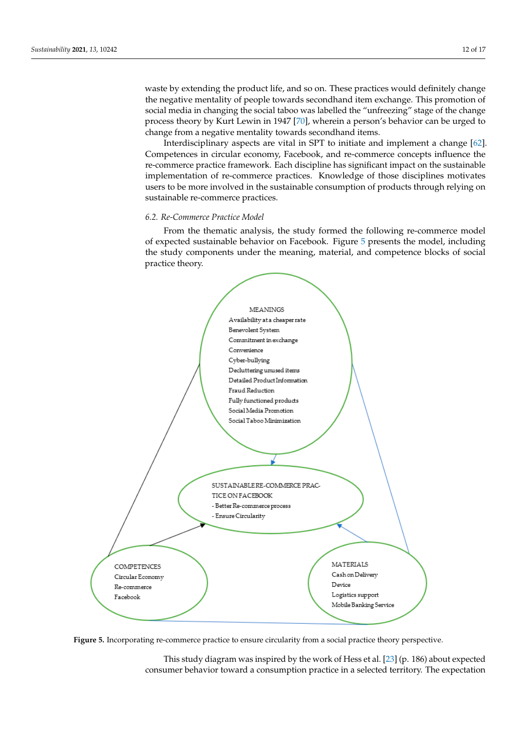waste by extending the product life, and so on. These practices would definitely change the negative mentality of people towards secondhand item exchange. This promotion of social media in changing the social taboo was labelled the "unfreezing" stage of the change process theory by Kurt Lewin in 1947 [70], wherein a person's behavior can be urged to change from a negative mentality towards secondhand items.

Interdisciplinary aspects are vital in SPT to initiate and implement a change [62]. Competences in circular economy, Facebook, and re-commerce concepts influence the re-commerce practice framework. Each discipline has significant impact on the sustainable implementation of re-commerce practices. Knowledge of those disciplines motivates users to be more involved in the sustainable consumption of products through relying on sustainable re-commerce practices.

### 6.2. Re-Commerce Practice Model

From the thematic analysis, the study formed the following re-commerce model of expected sustainable behavior on Facebook. Figure 5 presents the model, including the study components under the meaning, material, and competence blocks of social practice theory.

MEANINGS
Availability at a cheaper rate
Benevolent System
Commitment in exchange
Convenience
Cyber-bullying
Decluttering unused items
Detailed Product Information
Fraud Reduction
Fully functioned products
Social Media Promotion
Social Taboo Minimization

SUSTAINABLE RE-COMMERCE PRACTICE ON FACEBOOK
- Better Re-commerce process
- Ensure Circularity

COMPETENCES
Circular Economy
Re-commerce
Facebook

MATERIALS
Cash on Delivery
Device
Logistics support
Mobile Banking Service

**Figure 5.** Incorporating re-commerce practice to ensure circularity from a social practice theory perspective.

This study diagram was inspired by the work of Hess et al. [23] (p. 186) about expected consumer behavior toward a consumption practice in a selected territory. The expectation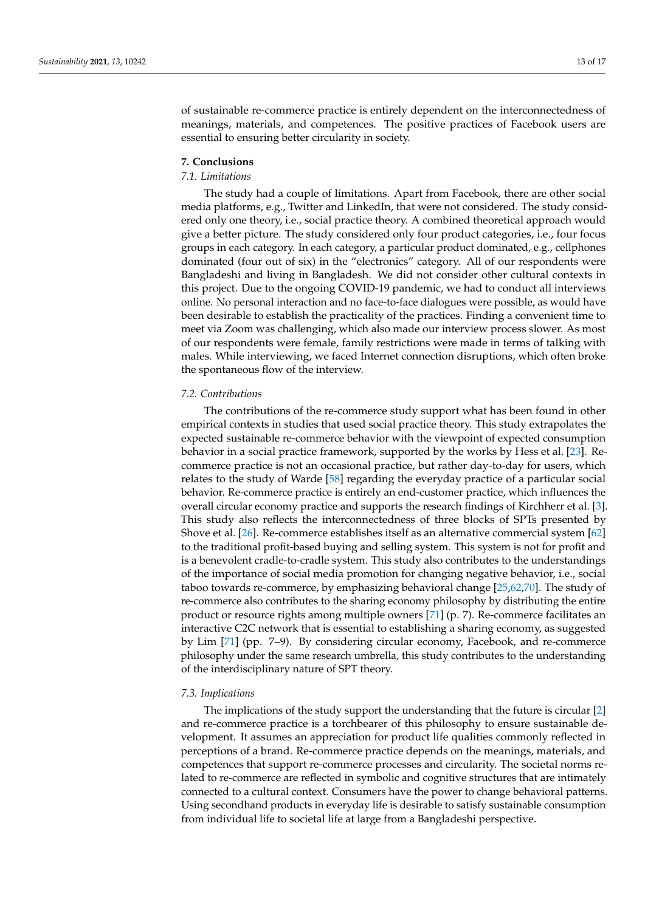of sustainable re-commerce practice is entirely dependent on the interconnectedness of meanings, materials, and competences. The positive practices of Facebook users are essential to ensuring better circularity in society.

## 7. Conclusions

### 7.1. Limitations

The study had a couple of limitations. Apart from Facebook, there are other social media platforms, e.g., Twitter and LinkedIn, that were not considered. The study considered only one theory, i.e., social practice theory. A combined theoretical approach would give a better picture. The study considered only four product categories, i.e., four focus groups in each category. In each category, a particular product dominated, e.g., cellphones dominated (four out of six) in the "electronics" category. All of our respondents were Bangladeshi and living in Bangladesh. We did not consider other cultural contexts in this project. Due to the ongoing COVID-19 pandemic, we had to conduct all interviews online. No personal interaction and no face-to-face dialogues were possible, as would have been desirable to establish the practicality of the practices. Finding a convenient time to meet via Zoom was challenging, which also made our interview process slower. As most of our respondents were female, family restrictions were made in terms of talking with males. While interviewing, we faced Internet connection disruptions, which often broke the spontaneous flow of the interview.

### 7.2. Contributions

The contributions of the re-commerce study support what has been found in other empirical contexts in studies that used social practice theory. This study extrapolates the expected sustainable re-commerce behavior with the viewpoint of expected consumption behavior in a social practice framework, supported by the works by Hess et al. [23]. Re-commerce practice is not an occasional practice, but rather day-to-day for users, which relates to the study of Warde [58] regarding the everyday practice of a particular social behavior. Re-commerce practice is entirely an end-customer practice, which influences the overall circular economy practice and supports the research findings of Kirchherr et al. [3]. This study also reflects the interconnectedness of three blocks of SPTs presented by Shove et al. [26]. Re-commerce establishes itself as an alternative commercial system [62] to the traditional profit-based buying and selling system. This system is not for profit and is a benevolent cradle-to-cradle system. This study also contributes to the understandings of the importance of social media promotion for changing negative behavior, i.e., social taboo towards re-commerce, by emphasizing behavioral change [25,62,70]. The study of re-commerce also contributes to the sharing economy philosophy by distributing the entire product or resource rights among multiple owners [71] (p. 7). Re-commerce facilitates an interactive C2C network that is essential to establishing a sharing economy, as suggested by Lim [71] (pp. 7–9). By considering circular economy, Facebook, and re-commerce philosophy under the same research umbrella, this study contributes to the understanding of the interdisciplinary nature of SPT theory.

### 7.3. Implications

The implications of the study support the understanding that the future is circular [2] and re-commerce practice is a torchbearer of this philosophy to ensure sustainable development. It assumes an appreciation for product life qualities commonly reflected in perceptions of a brand. Re-commerce practice depends on the meanings, materials, and competences that support re-commerce processes and circularity. The societal norms related to re-commerce are reflected in symbolic and cognitive structures that are intimately connected to a cultural context. Consumers have the power to change behavioral patterns. Using secondhand products in everyday life is desirable to satisfy sustainable consumption from individual life to societal life at large from a Bangladeshi perspective.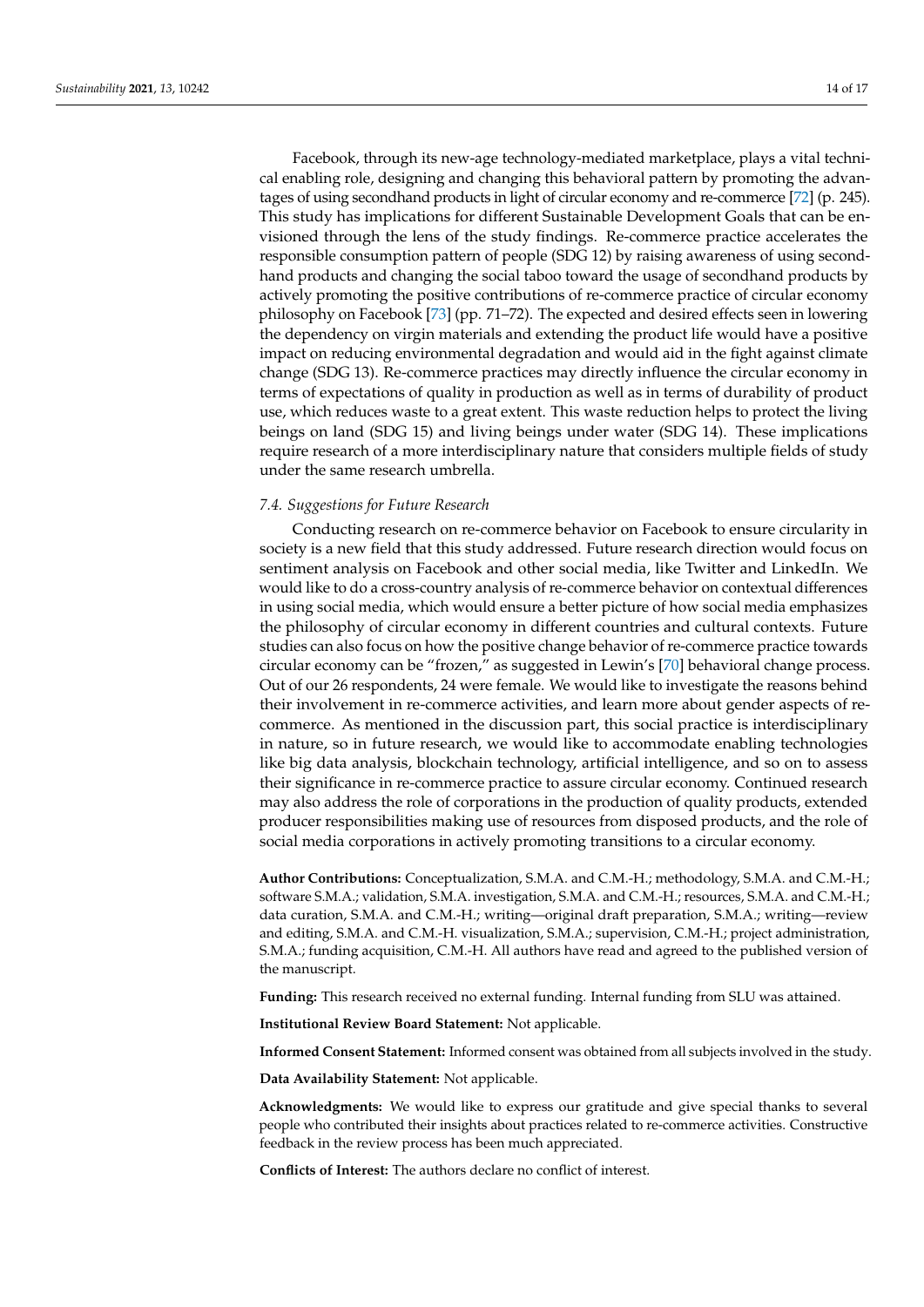Facebook, through its new-age technology-mediated marketplace, plays a vital technical enabling role, designing and changing this behavioral pattern by promoting the advantages of using secondhand products in light of circular economy and re-commerce [72] (p. 245). This study has implications for different Sustainable Development Goals that can be envisioned through the lens of the study findings. Re-commerce practice accelerates the responsible consumption pattern of people (SDG 12) by raising awareness of using secondhand products and changing the social taboo toward the usage of secondhand products by actively promoting the positive contributions of re-commerce practice of circular economy philosophy on Facebook [73] (pp. 71–72). The expected and desired effects seen in lowering the dependency on virgin materials and extending the product life would have a positive impact on reducing environmental degradation and would aid in the fight against climate change (SDG 13). Re-commerce practices may directly influence the circular economy in terms of expectations of quality in production as well as in terms of durability of product use, which reduces waste to a great extent. This waste reduction helps to protect the living beings on land (SDG 15) and living beings under water (SDG 14). These implications require research of a more interdisciplinary nature that considers multiple fields of study under the same research umbrella.

### *7.4. Suggestions for Future Research*

Conducting research on re-commerce behavior on Facebook to ensure circularity in society is a new field that this study addressed. Future research direction would focus on sentiment analysis on Facebook and other social media, like Twitter and LinkedIn. We would like to do a cross-country analysis of re-commerce behavior on contextual differences in using social media, which would ensure a better picture of how social media emphasizes the philosophy of circular economy in different countries and cultural contexts. Future studies can also focus on how the positive change behavior of re-commerce practice towards circular economy can be "frozen," as suggested in Lewin's [70] behavioral change process. Out of our 26 respondents, 24 were female. We would like to investigate the reasons behind their involvement in re-commerce activities, and learn more about gender aspects of re-commerce. As mentioned in the discussion part, this social practice is interdisciplinary in nature, so in future research, we would like to accommodate enabling technologies like big data analysis, blockchain technology, artificial intelligence, and so on to assess their significance in re-commerce practice to assure circular economy. Continued research may also address the role of corporations in the production of quality products, extended producer responsibilities making use of resources from disposed products, and the role of social media corporations in actively promoting transitions to a circular economy.

**Author Contributions:** Conceptualization, S.M.A. and C.M.-H.; methodology, S.M.A. and C.M.-H.; software S.M.A.; validation, S.M.A. investigation, S.M.A. and C.M.-H.; resources, S.M.A. and C.M.-H.; data curation, S.M.A. and C.M.-H.; writing—original draft preparation, S.M.A.; writing—review and editing, S.M.A. and C.M.-H. visualization, S.M.A.; supervision, C.M.-H.; project administration, S.M.A.; funding acquisition, C.M.-H. All authors have read and agreed to the published version of the manuscript.

**Funding:** This research received no external funding. Internal funding from SLU was attained.

**Institutional Review Board Statement:** Not applicable.

**Informed Consent Statement:** Informed consent was obtained from all subjects involved in the study.

**Data Availability Statement:** Not applicable.

**Acknowledgments:** We would like to express our gratitude and give special thanks to several people who contributed their insights about practices related to re-commerce activities. Constructive feedback in the review process has been much appreciated.

**Conflicts of Interest:** The authors declare no conflict of interest.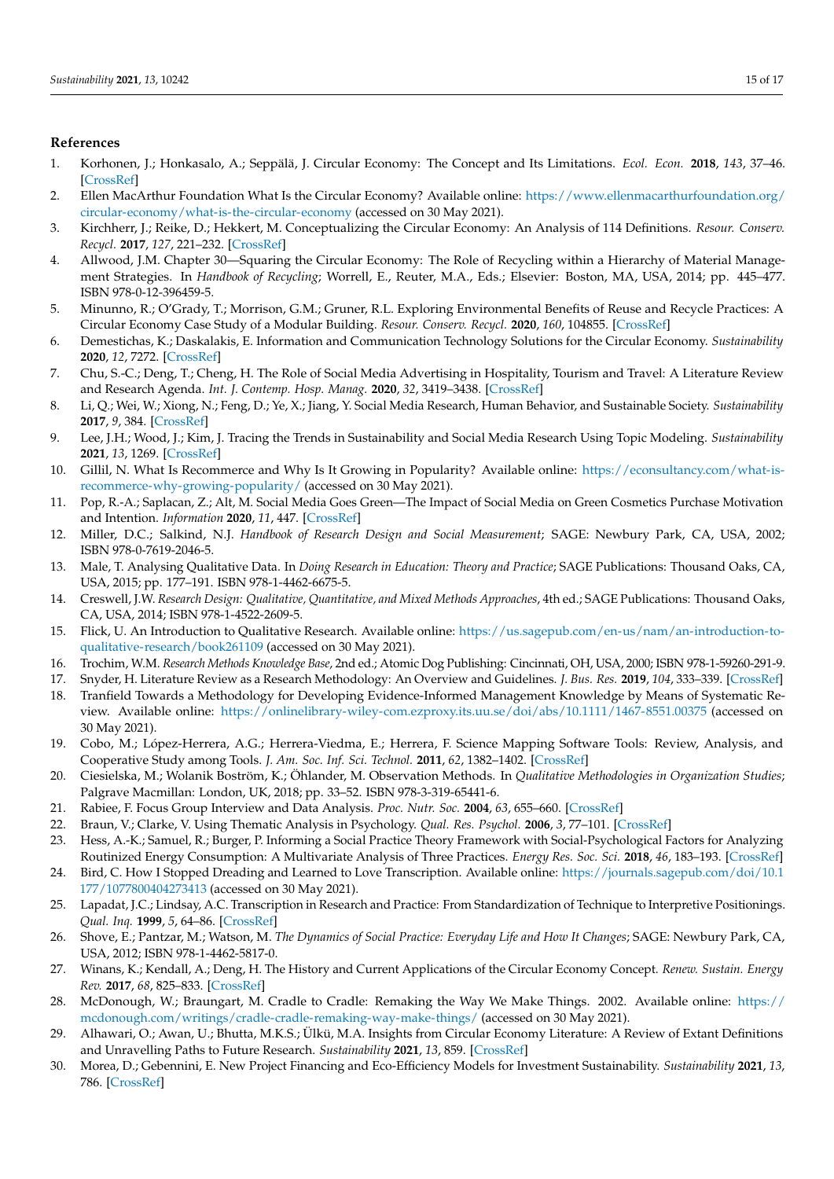## References

1. Korhonen, J.; Honkasalo, A.; Seppälä, J. Circular Economy: The Concept and Its Limitations. *Ecol. Econ.* **2018**, *143*, 37–46. [CrossRef]
2. Ellen MacArthur Foundation What Is the Circular Economy? Available online: https://www.ellenmacarthurfoundation.org/circular-economy/what-is-the-circular-economy (accessed on 30 May 2021).
3. Kirchherr, J.; Reike, D.; Hekkert, M. Conceptualizing the Circular Economy: An Analysis of 114 Definitions. *Resour. Conserv. Recycl.* **2017**, *127*, 221–232. [CrossRef]
4. Allwood, J.M. Chapter 30—Squaring the Circular Economy: The Role of Recycling within a Hierarchy of Material Management Strategies. In *Handbook of Recycling*; Worrell, E., Reuter, M.A., Eds.; Elsevier: Boston, MA, USA, 2014; pp. 445–477. ISBN 978-0-12-396459-5.
5. Minunno, R.; O'Grady, T.; Morrison, G.M.; Gruner, R.L. Exploring Environmental Benefits of Reuse and Recycle Practices: A Circular Economy Case Study of a Modular Building. *Resour. Conserv. Recycl.* **2020**, *160*, 104855. [CrossRef]
6. Demestichas, K.; Daskalakis, E. Information and Communication Technology Solutions for the Circular Economy. *Sustainability* **2020**, *12*, 7272. [CrossRef]
7. Chu, S.-C.; Deng, T.; Cheng, H. The Role of Social Media Advertising in Hospitality, Tourism and Travel: A Literature Review and Research Agenda. *Int. J. Contemp. Hosp. Manag.* **2020**, *32*, 3419–3438. [CrossRef]
8. Li, Q.; Wei, W.; Xiong, N.; Feng, D.; Ye, X.; Jiang, Y. Social Media Research, Human Behavior, and Sustainable Society. *Sustainability* **2017**, *9*, 384. [CrossRef]
9. Lee, J.H.; Wood, J.; Kim, J. Tracing the Trends in Sustainability and Social Media Research Using Topic Modeling. *Sustainability* **2021**, *13*, 1269. [CrossRef]
10. Gillil, N. What Is Recommerce and Why Is It Growing in Popularity? Available online: https://econsultancy.com/what-is-recommerce-why-growing-popularity/ (accessed on 30 May 2021).
11. Pop, R.-A.; Saplacan, Z.; Alt, M. Social Media Goes Green—The Impact of Social Media on Green Cosmetics Purchase Motivation and Intention. *Information* **2020**, *11*, 447. [CrossRef]
12. Miller, D.C.; Salkind, N.J. *Handbook of Research Design and Social Measurement*; SAGE: Newbury Park, CA, USA, 2002; ISBN 978-0-7619-2046-5.
13. Male, T. Analysing Qualitative Data. In *Doing Research in Education: Theory and Practice*; SAGE Publications: Thousand Oaks, CA, USA, 2015; pp. 177–191. ISBN 978-1-4462-6675-5.
14. Creswell, J.W. *Research Design: Qualitative, Quantitative, and Mixed Methods Approaches*, 4th ed.; SAGE Publications: Thousand Oaks, CA, USA, 2014; ISBN 978-1-4522-2609-5.
15. Flick, U. An Introduction to Qualitative Research. Available online: https://us.sagepub.com/en-us/nam/an-introduction-to-qualitative-research/book261109 (accessed on 30 May 2021).
16. Trochim, W.M. *Research Methods Knowledge Base*, 2nd ed.; Atomic Dog Publishing: Cincinnati, OH, USA, 2000; ISBN 978-1-59260-291-9.
17. Snyder, H. Literature Review as a Research Methodology: An Overview and Guidelines. *J. Bus. Res.* **2019**, *104*, 333–339. [CrossRef]
18. Tranfield Towards a Methodology for Developing Evidence-Informed Management Knowledge by Means of Systematic Review. Available online: https://onlinelibrary-wiley-com.ezproxy.its.uu.se/doi/abs/10.1111/1467-8551.00375 (accessed on 30 May 2021).
19. Cobo, M.; López-Herrera, A.G.; Herrera-Viedma, E.; Herrera, F. Science Mapping Software Tools: Review, Analysis, and Cooperative Study among Tools. *J. Am. Soc. Inf. Sci. Technol.* **2011**, *62*, 1382–1402. [CrossRef]
20. Ciesielska, M.; Wolanik Boström, K.; Öhlander, M. Observation Methods. In *Qualitative Methodologies in Organization Studies*; Palgrave Macmillan: London, UK, 2018; pp. 33–52. ISBN 978-3-319-65441-6.
21. Rabiee, F. Focus Group Interview and Data Analysis. *Proc. Nutr. Soc.* **2004**, *63*, 655–660. [CrossRef]
22. Braun, V.; Clarke, V. Using Thematic Analysis in Psychology. *Qual. Res. Psychol.* **2006**, *3*, 77–101. [CrossRef]
23. Hess, A.-K.; Samuel, R.; Burger, P. Informing a Social Practice Theory Framework with Social-Psychological Factors for Analyzing Routinized Energy Consumption: A Multivariate Analysis of Three Practices. *Energy Res. Soc. Sci.* **2018**, *46*, 183–193. [CrossRef]
24. Bird, C. How I Stopped Dreading and Learned to Love Transcription. Available online: https://journals.sagepub.com/doi/10.1177/1077800404273413 (accessed on 30 May 2021).
25. Lapadat, J.C.; Lindsay, A.C. Transcription in Research and Practice: From Standardization of Technique to Interpretive Positionings. *Qual. Inq.* **1999**, *5*, 64–86. [CrossRef]
26. Shove, E.; Pantzar, M.; Watson, M. *The Dynamics of Social Practice: Everyday Life and How It Changes*; SAGE: Newbury Park, CA, USA, 2012; ISBN 978-1-4462-5817-0.
27. Winans, K.; Kendall, A.; Deng, H. The History and Current Applications of the Circular Economy Concept. *Renew. Sustain. Energy Rev.* **2017**, *68*, 825–833. [CrossRef]
28. McDonough, W.; Braungart, M. Cradle to Cradle: Remaking the Way We Make Things. 2002. Available online: https://mcdonough.com/writings/cradle-cradle-remaking-way-make-things/ (accessed on 30 May 2021).
29. Alhawari, O.; Awan, U.; Bhutta, M.K.S.; Ülkü, M.A. Insights from Circular Economy Literature: A Review of Extant Definitions and Unravelling Paths to Future Research. *Sustainability* **2021**, *13*, 859. [CrossRef]
30. Morea, D.; Gebennini, E. New Project Financing and Eco-Efficiency Models for Investment Sustainability. *Sustainability* **2021**, *13*, 786. [CrossRef]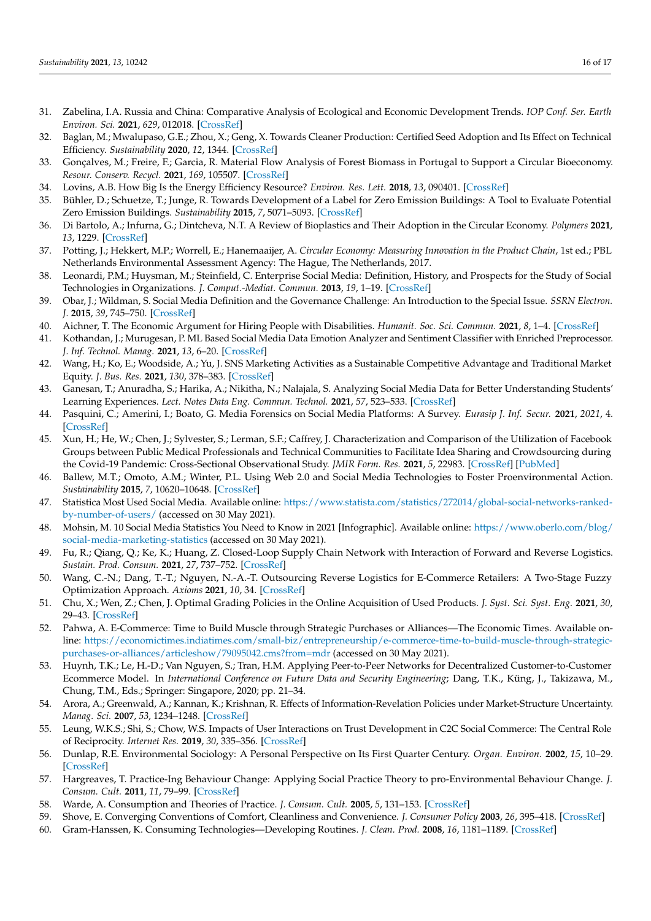31. Zabelina, I.A. Russia and China: Comparative Analysis of Ecological and Economic Development Trends. *IOP Conf. Ser. Earth Environ. Sci.* **2021**, *629*, 012018. [CrossRef]
32. Baglan, M.; Mwalupaso, G.E.; Zhou, X.; Geng, X. Towards Cleaner Production: Certified Seed Adoption and Its Effect on Technical Efficiency. *Sustainability* **2020**, *12*, 1344. [CrossRef]
33. Gonçalves, M.; Freire, F.; Garcia, R. Material Flow Analysis of Forest Biomass in Portugal to Support a Circular Bioeconomy. *Resour. Conserv. Recycl.* **2021**, *169*, 105507. [CrossRef]
34. Lovins, A.B. How Big Is the Energy Efficiency Resource? *Environ. Res. Lett.* **2018**, *13*, 090401. [CrossRef]
35. Bühler, D.; Schuetze, T.; Junge, R. Towards Development of a Label for Zero Emission Buildings: A Tool to Evaluate Potential Zero Emission Buildings. *Sustainability* **2015**, *7*, 5071–5093. [CrossRef]
36. Di Bartolo, A.; Infurna, G.; Dintcheva, N.T. A Review of Bioplastics and Their Adoption in the Circular Economy. *Polymers* **2021**, *13*, 1229. [CrossRef]
37. Potting, J.; Hekkert, M.P.; Worrell, E.; Hanemaaijer, A. *Circular Economy: Measuring Innovation in the Product Chain*, 1st ed.; PBL Netherlands Environmental Assessment Agency: The Hague, The Netherlands, 2017.
38. Leonardi, P.M.; Huysman, M.; Steinfield, C. Enterprise Social Media: Definition, History, and Prospects for the Study of Social Technologies in Organizations. *J. Comput.-Mediat. Commun.* **2013**, *19*, 1–19. [CrossRef]
39. Obar, J.; Wildman, S. Social Media Definition and the Governance Challenge: An Introduction to the Special Issue. *SSRN Electron. J.* **2015**, *39*, 745–750. [CrossRef]
40. Aichner, T. The Economic Argument for Hiring People with Disabilities. *Humanit. Soc. Sci. Commun.* **2021**, *8*, 1–4. [CrossRef]
41. Kothandan, J.; Murugesan, P. ML Based Social Media Data Emotion Analyzer and Sentiment Classifier with Enriched Preprocessor. *J. Inf. Technol. Manag.* **2021**, *13*, 6–20. [CrossRef]
42. Wang, H.; Ko, E.; Woodside, A.; Yu, J. SNS Marketing Activities as a Sustainable Competitive Advantage and Traditional Market Equity. *J. Bus. Res.* **2021**, *130*, 378–383. [CrossRef]
43. Ganesan, T.; Anuradha, S.; Harika, A.; Nikitha, N.; Nalajala, S. Analyzing Social Media Data for Better Understanding Students' Learning Experiences. *Lect. Notes Data Eng. Commun. Technol.* **2021**, *57*, 523–533. [CrossRef]
44. Pasquini, C.; Amerini, I.; Boato, G. Media Forensics on Social Media Platforms: A Survey. *Eurasip J. Inf. Secur.* **2021**, *2021*, 4. [CrossRef]
45. Xun, H.; He, W.; Chen, J.; Sylvester, S.; Lerman, S.F.; Caffrey, J. Characterization and Comparison of the Utilization of Facebook Groups between Public Medical Professionals and Technical Communities to Facilitate Idea Sharing and Crowdsourcing during the Covid-19 Pandemic: Cross-Sectional Observational Study. *JMIR Form. Res.* **2021**, *5*, 22983. [CrossRef] [PubMed]
46. Ballew, M.T.; Omoto, A.M.; Winter, P.L. Using Web 2.0 and Social Media Technologies to Foster Proenvironmental Action. *Sustainability* **2015**, *7*, 10620–10648. [CrossRef]
47. Statistica Most Used Social Media. Available online: https://www.statista.com/statistics/272014/global-social-networks-ranked-by-number-of-users/ (accessed on 30 May 2021).
48. Mohsin, M. 10 Social Media Statistics You Need to Know in 2021 [Infographic]. Available online: https://www.oberlo.com/blog/social-media-marketing-statistics (accessed on 30 May 2021).
49. Fu, R.; Qiang, Q.; Ke, K.; Huang, Z. Closed-Loop Supply Chain Network with Interaction of Forward and Reverse Logistics. *Sustain. Prod. Consum.* **2021**, *27*, 737–752. [CrossRef]
50. Wang, C.-N.; Dang, T.-T.; Nguyen, N.-A.-T. Outsourcing Reverse Logistics for E-Commerce Retailers: A Two-Stage Fuzzy Optimization Approach. *Axioms* **2021**, *10*, 34. [CrossRef]
51. Chu, X.; Wen, Z.; Chen, J. Optimal Grading Policies in the Online Acquisition of Used Products. *J. Syst. Sci. Syst. Eng.* **2021**, *30*, 29–43. [CrossRef]
52. Pahwa, A. E-Commerce: Time to Build Muscle through Strategic Purchases or Alliances—The Economic Times. Available online: https://economictimes.indiatimes.com/small-biz/entrepreneurship/e-commerce-time-to-build-muscle-through-strategic-purchases-or-alliances/articleshow/79095042.cms?from=mdr (accessed on 30 May 2021).
53. Huynh, T.K.; Le, H.-D.; Van Nguyen, S.; Tran, H.M. Applying Peer-to-Peer Networks for Decentralized Customer-to-Customer Ecommerce Model. In *International Conference on Future Data and Security Engineering*; Dang, T.K., Küng, J., Takizawa, M., Chung, T.M., Eds.; Springer: Singapore, 2020; pp. 21–34.
54. Arora, A.; Greenwald, A.; Kannan, K.; Krishnan, R. Effects of Information-Revelation Policies under Market-Structure Uncertainty. *Manag. Sci.* **2007**, *53*, 1234–1248. [CrossRef]
55. Leung, W.K.S.; Shi, S.; Chow, W.S. Impacts of User Interactions on Trust Development in C2C Social Commerce: The Central Role of Reciprocity. *Internet Res.* **2019**, *30*, 335–356. [CrossRef]
56. Dunlap, R.E. Environmental Sociology: A Personal Perspective on Its First Quarter Century. *Organ. Environ.* **2002**, *15*, 10–29. [CrossRef]
57. Hargreaves, T. Practice-Ing Behaviour Change: Applying Social Practice Theory to pro-Environmental Behaviour Change. *J. Consum. Cult.* **2011**, *11*, 79–99. [CrossRef]
58. Warde, A. Consumption and Theories of Practice. *J. Consum. Cult.* **2005**, *5*, 131–153. [CrossRef]
59. Shove, E. Converging Conventions of Comfort, Cleanliness and Convenience. *J. Consumer Policy* **2003**, *26*, 395–418. [CrossRef]
60. Gram-Hanssen, K. Consuming Technologies—Developing Routines. *J. Clean. Prod.* **2008**, *16*, 1181–1189. [CrossRef]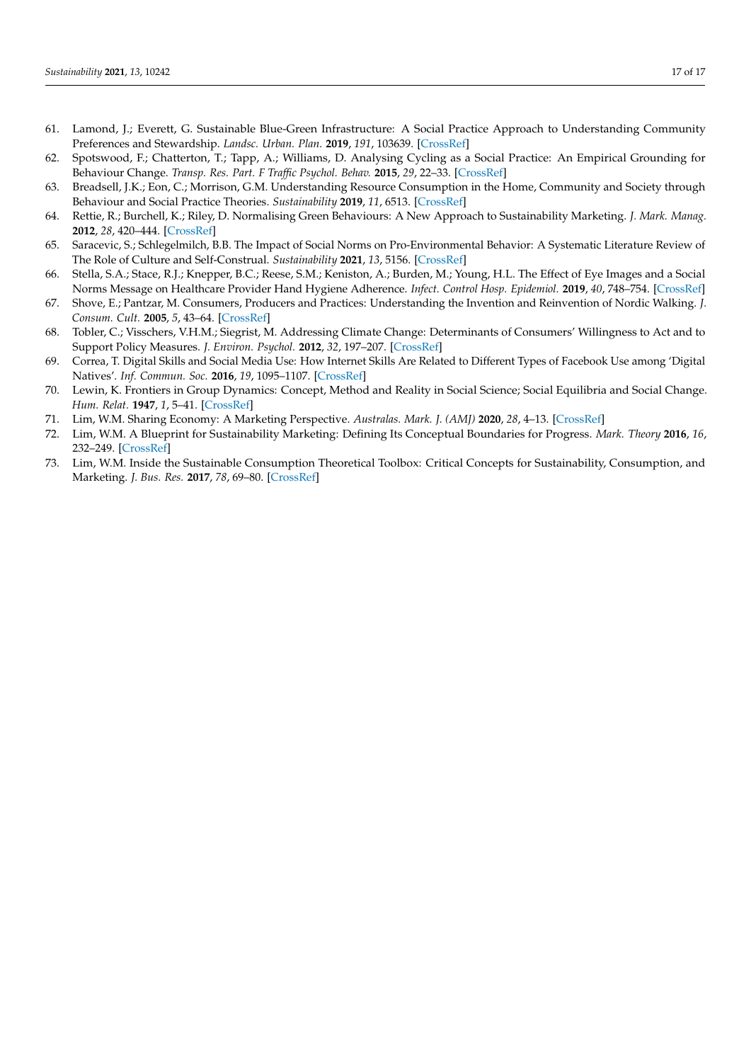61. Lamond, J.; Everett, G. Sustainable Blue-Green Infrastructure: A Social Practice Approach to Understanding Community Preferences and Stewardship. *Landsc. Urban. Plan.* **2019**, *191*, 103639. [CrossRef]
62. Spotswood, F.; Chatterton, T.; Tapp, A.; Williams, D. Analysing Cycling as a Social Practice: An Empirical Grounding for Behaviour Change. *Transp. Res. Part. F Traffic Psychol. Behav.* **2015**, *29*, 22–33. [CrossRef]
63. Breadsell, J.K.; Eon, C.; Morrison, G.M. Understanding Resource Consumption in the Home, Community and Society through Behaviour and Social Practice Theories. *Sustainability* **2019**, *11*, 6513. [CrossRef]
64. Rettie, R.; Burchell, K.; Riley, D. Normalising Green Behaviours: A New Approach to Sustainability Marketing. *J. Mark. Manag.* **2012**, *28*, 420–444. [CrossRef]
65. Saracevic, S.; Schlegelmilch, B.B. The Impact of Social Norms on Pro-Environmental Behavior: A Systematic Literature Review of The Role of Culture and Self-Construal. *Sustainability* **2021**, *13*, 5156. [CrossRef]
66. Stella, S.A.; Stace, R.J.; Knepper, B.C.; Reese, S.M.; Keniston, A.; Burden, M.; Young, H.L. The Effect of Eye Images and a Social Norms Message on Healthcare Provider Hand Hygiene Adherence. *Infect. Control Hosp. Epidemiol.* **2019**, *40*, 748–754. [CrossRef]
67. Shove, E.; Pantzar, M. Consumers, Producers and Practices: Understanding the Invention and Reinvention of Nordic Walking. *J. Consum. Cult.* **2005**, *5*, 43–64. [CrossRef]
68. Tobler, C.; Visschers, V.H.M.; Siegrist, M. Addressing Climate Change: Determinants of Consumers' Willingness to Act and to Support Policy Measures. *J. Environ. Psychol.* **2012**, *32*, 197–207. [CrossRef]
69. Correa, T. Digital Skills and Social Media Use: How Internet Skills Are Related to Different Types of Facebook Use among 'Digital Natives'. *Inf. Commun. Soc.* **2016**, *19*, 1095–1107. [CrossRef]
70. Lewin, K. Frontiers in Group Dynamics: Concept, Method and Reality in Social Science; Social Equilibria and Social Change. *Hum. Relat.* **1947**, *1*, 5–41. [CrossRef]
71. Lim, W.M. Sharing Economy: A Marketing Perspective. *Australas. Mark. J. (AMJ)* **2020**, *28*, 4–13. [CrossRef]
72. Lim, W.M. A Blueprint for Sustainability Marketing: Defining Its Conceptual Boundaries for Progress. *Mark. Theory* **2016**, *16*, 232–249. [CrossRef]
73. Lim, W.M. Inside the Sustainable Consumption Theoretical Toolbox: Critical Concepts for Sustainability, Consumption, and Marketing. *J. Bus. Res.* **2017**, *78*, 69–80. [CrossRef]